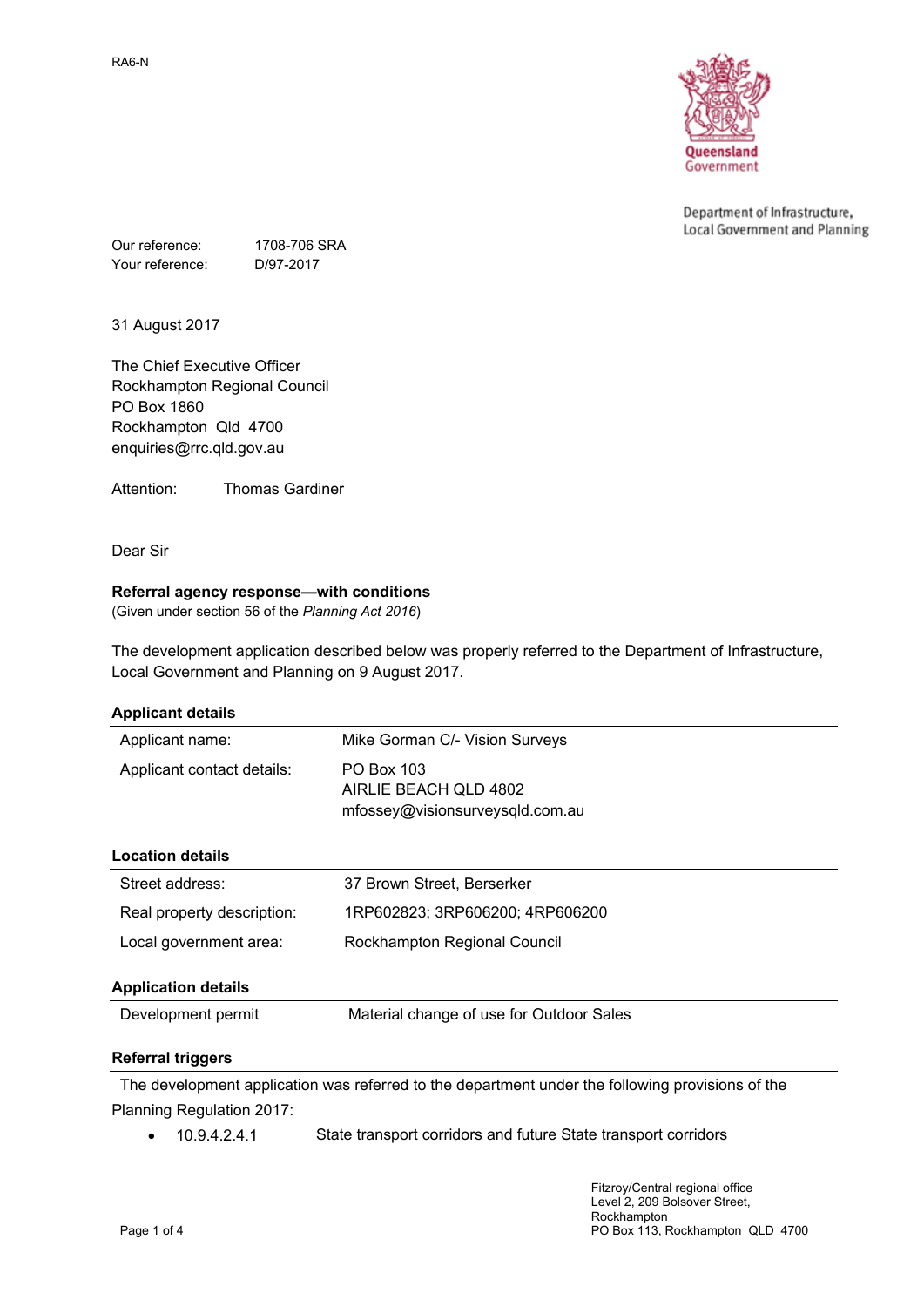RA6-N

Queensland Government

Department of Infrastructure, Local Government and Planning

Our reference: 1708-706 SRA
Your reference: D/97-2017

31 August 2017

The Chief Executive Officer
Rockhampton Regional Council
PO Box 1860
Rockhampton Qld 4700
enquiries@rrc.qld.gov.au

Attention: Thomas Gardiner

Dear Sir

**Referral agency response—with conditions**
(Given under section 56 of the *Planning Act 2016*)

The development application described below was properly referred to the Department of Infrastructure, Local Government and Planning on 9 August 2017.

**Applicant details**

| | |
|---|---|
| Applicant name: | Mike Gorman C/- Vision Surveys |
| Applicant contact details: | PO Box 103<br>AIRLIE BEACH QLD 4802<br>mfossey@visionsurveysqld.com.au |

**Location details**

| | |
|---|---|
| Street address: | 37 Brown Street, Berserker |
| Real property description: | 1RP602823; 3RP606200; 4RP606200 |
| Local government area: | Rockhampton Regional Council |

**Application details**

| | |
|---|---|
| Development permit | Material change of use for Outdoor Sales |

**Referral triggers**

The development application was referred to the department under the following provisions of the Planning Regulation 2017:

- 10.9.4.2.4.1 State transport corridors and future State transport corridors

Fitzroy/Central regional office
Level 2, 209 Bolsover Street,
Rockhampton
PO Box 113, Rockhampton QLD 4700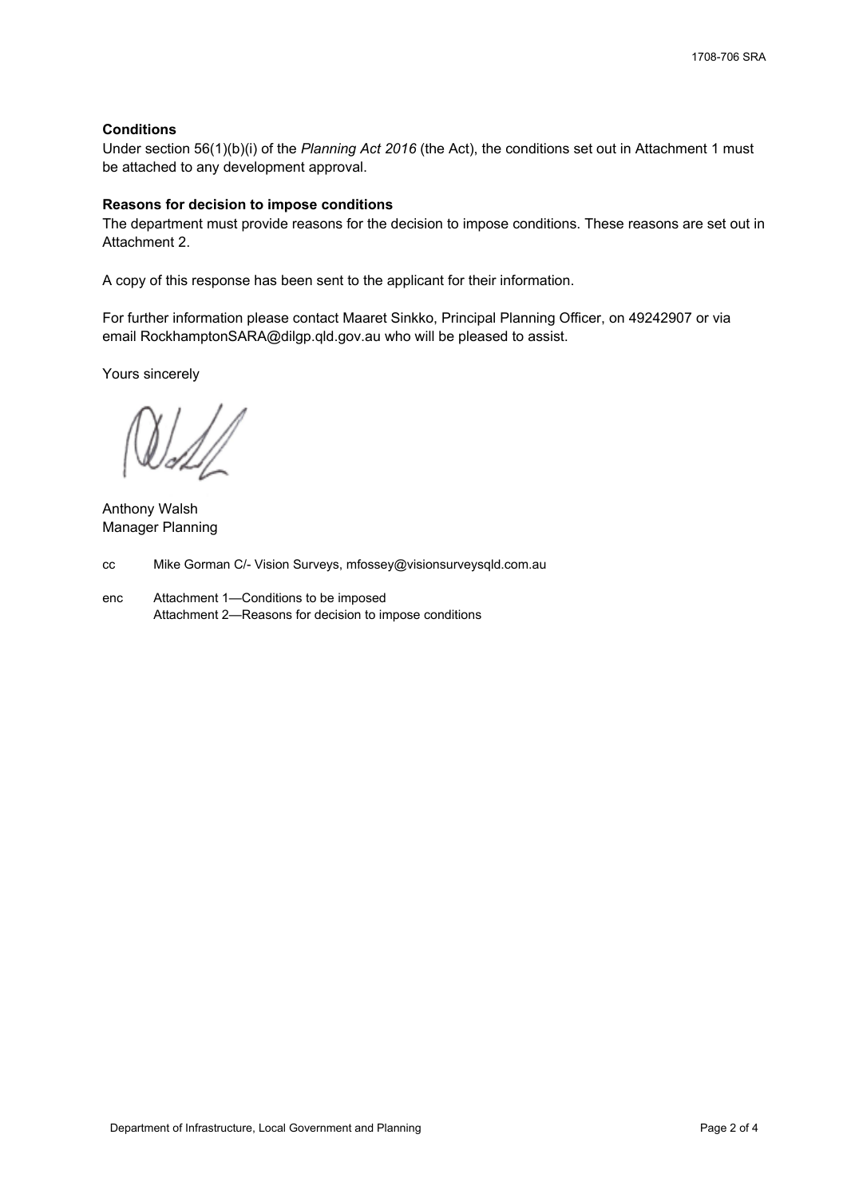**Conditions**

Under section 56(1)(b)(i) of the *Planning Act 2016* (the Act), the conditions set out in Attachment 1 must be attached to any development approval.

**Reasons for decision to impose conditions**

The department must provide reasons for the decision to impose conditions. These reasons are set out in Attachment 2.

A copy of this response has been sent to the applicant for their information.

For further information please contact Maaret Sinkko, Principal Planning Officer, on 49242907 or via email RockhamptonSARA@dilgp.qld.gov.au who will be pleased to assist.

Yours sincerely

Anthony Walsh
Manager Planning

cc Mike Gorman C/- Vision Surveys, mfossey@visionsurveysqld.com.au

enc Attachment 1—Conditions to be imposed
Attachment 2—Reasons for decision to impose conditions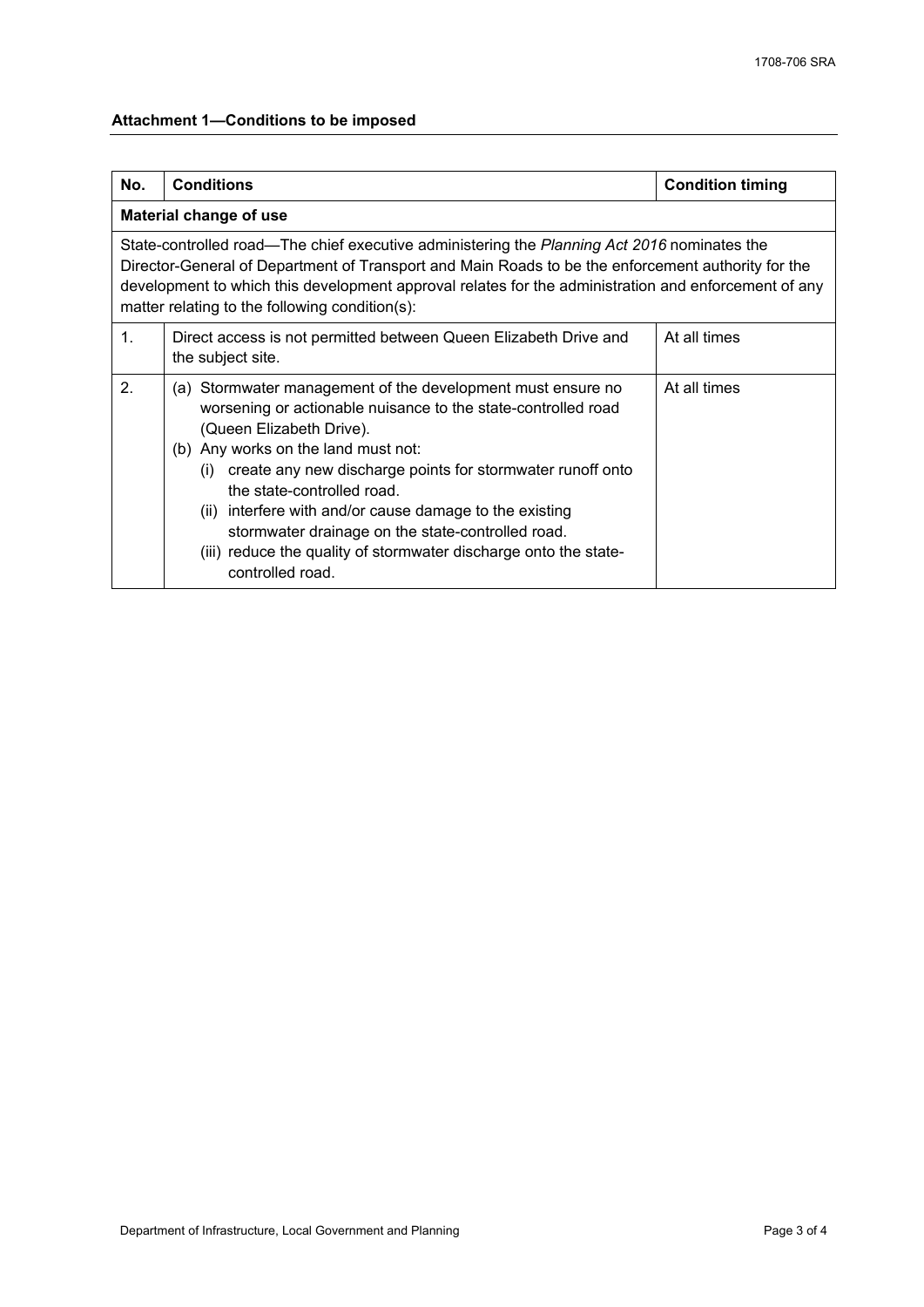**Attachment 1—Conditions to be imposed**

| No. | Conditions | Condition timing |
|---|---|---|
| **Material change of use** | | |
| State-controlled road—The chief executive administering the *Planning Act 2016* nominates the Director-General of Department of Transport and Main Roads to be the enforcement authority for the development to which this development approval relates for the administration and enforcement of any matter relating to the following condition(s): | | |
| 1. | Direct access is not permitted between Queen Elizabeth Drive and the subject site. | At all times |
| 2. | (a) Stormwater management of the development must ensure no worsening or actionable nuisance to the state-controlled road (Queen Elizabeth Drive).<br>(b) Any works on the land must not:<br>(i) create any new discharge points for stormwater runoff onto the state-controlled road.<br>(ii) interfere with and/or cause damage to the existing stormwater drainage on the state-controlled road.<br>(iii) reduce the quality of stormwater discharge onto the state-controlled road. | At all times |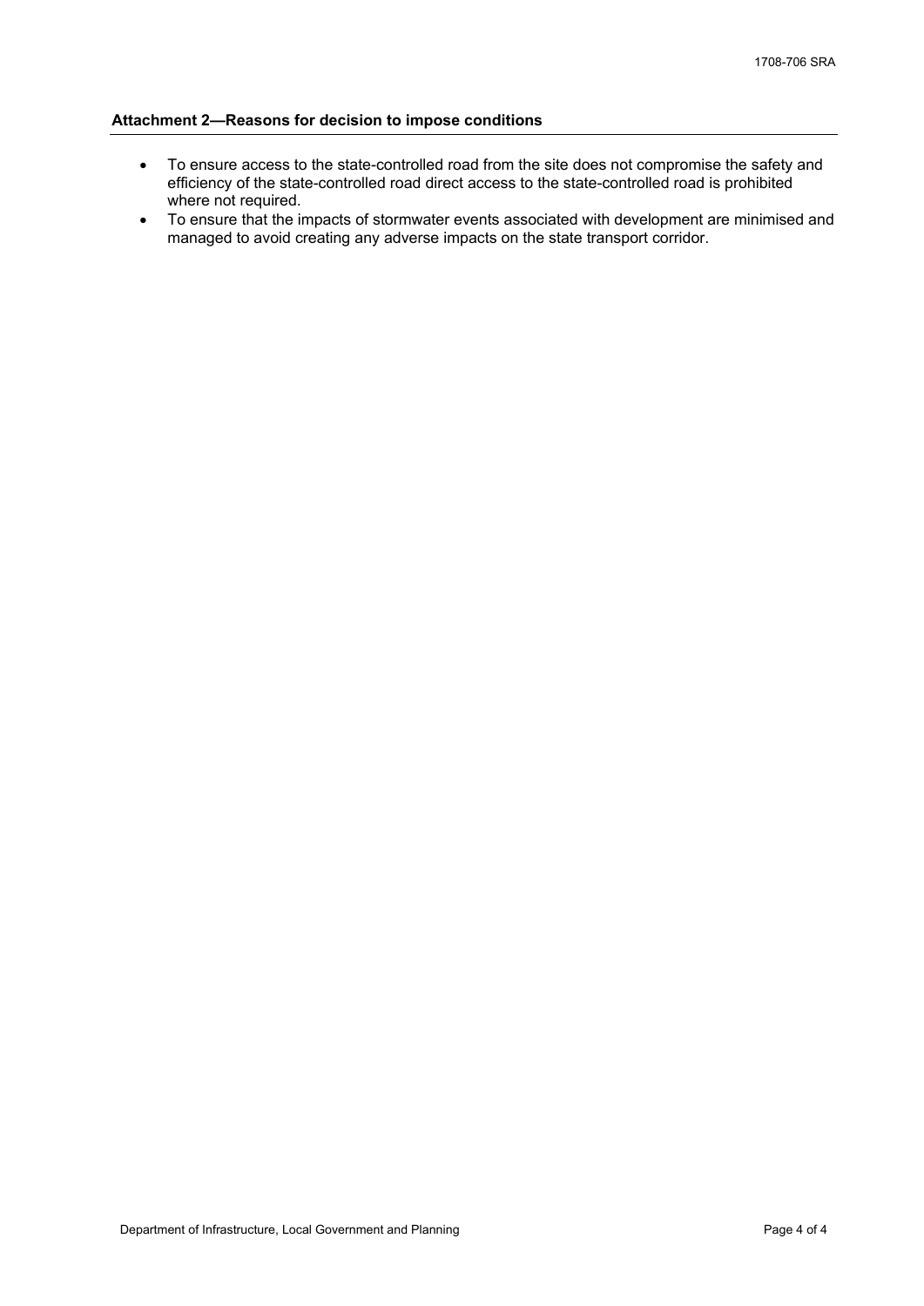## Attachment 2—Reasons for decision to impose conditions

- To ensure access to the state-controlled road from the site does not compromise the safety and efficiency of the state-controlled road direct access to the state-controlled road is prohibited where not required.
- To ensure that the impacts of stormwater events associated with development are minimised and managed to avoid creating any adverse impacts on the state transport corridor.